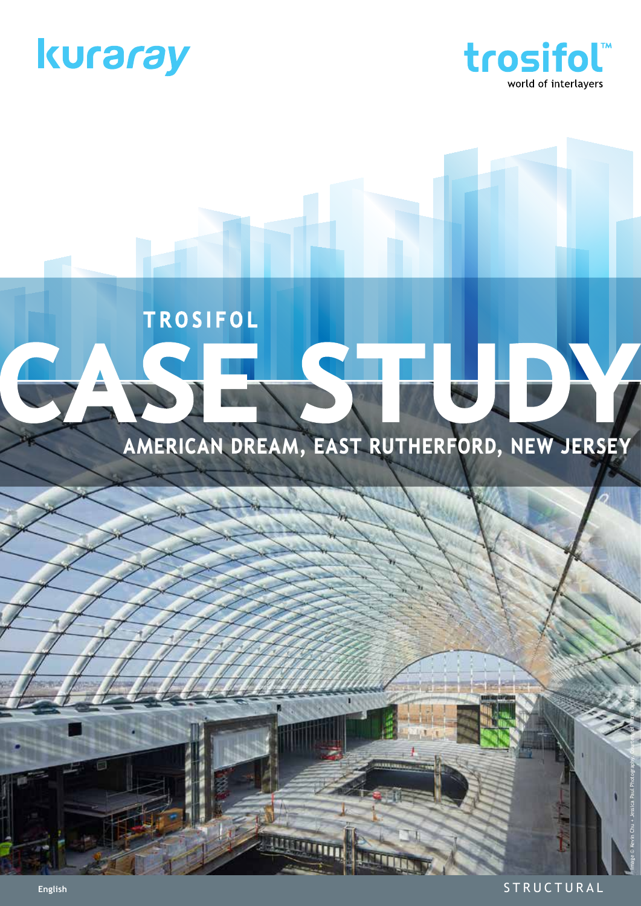kuraray

trosifol™
world of interlayers

TROSIFOL

# CASE STUDY

## AMERICAN DREAM, EAST RUTHERFORD, NEW JERSEY

Image © Kevin Chu + Jessica Paul Photography, courtesy of Kevin Chu + Jessica Paul Photography, LLC

English

STRUCTURAL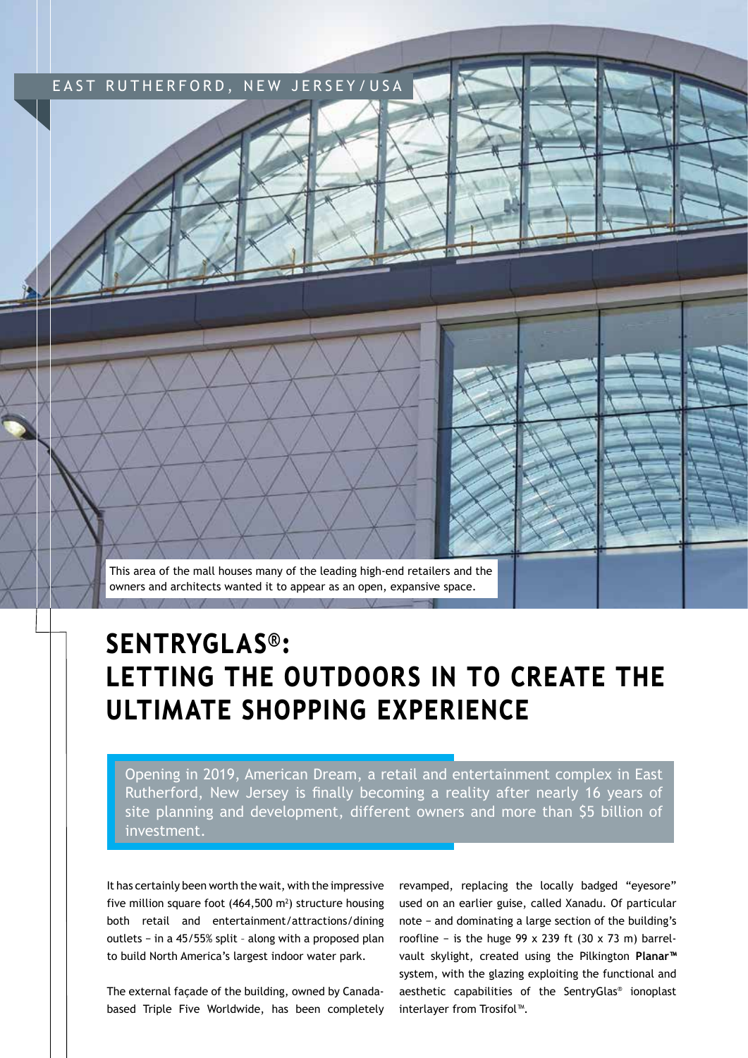EAST RUTHERFORD, NEW JERSEY/USA

This area of the mall houses many of the leading high-end retailers and the owners and architects wanted it to appear as an open, expansive space.

# SENTRYGLAS®: LETTING THE OUTDOORS IN TO CREATE THE ULTIMATE SHOPPING EXPERIENCE

Opening in 2019, American Dream, a retail and entertainment complex in East Rutherford, New Jersey is finally becoming a reality after nearly 16 years of site planning and development, different owners and more than \$5 billion of investment.

It has certainly been worth the wait, with the impressive five million square foot (464,500 m²) structure housing both retail and entertainment/attractions/dining outlets – in a 45/55% split – along with a proposed plan to build North America's largest indoor water park.

The external façade of the building, owned by Canada-based Triple Five Worldwide, has been completely revamped, replacing the locally badged "eyesore" used on an earlier guise, called Xanadu. Of particular note – and dominating a large section of the building's roofline – is the huge 99 x 239 ft (30 x 73 m) barrel-vault skylight, created using the Pilkington **Planar™** system, with the glazing exploiting the functional and aesthetic capabilities of the SentryGlas® ionoplast interlayer from Trosifol™.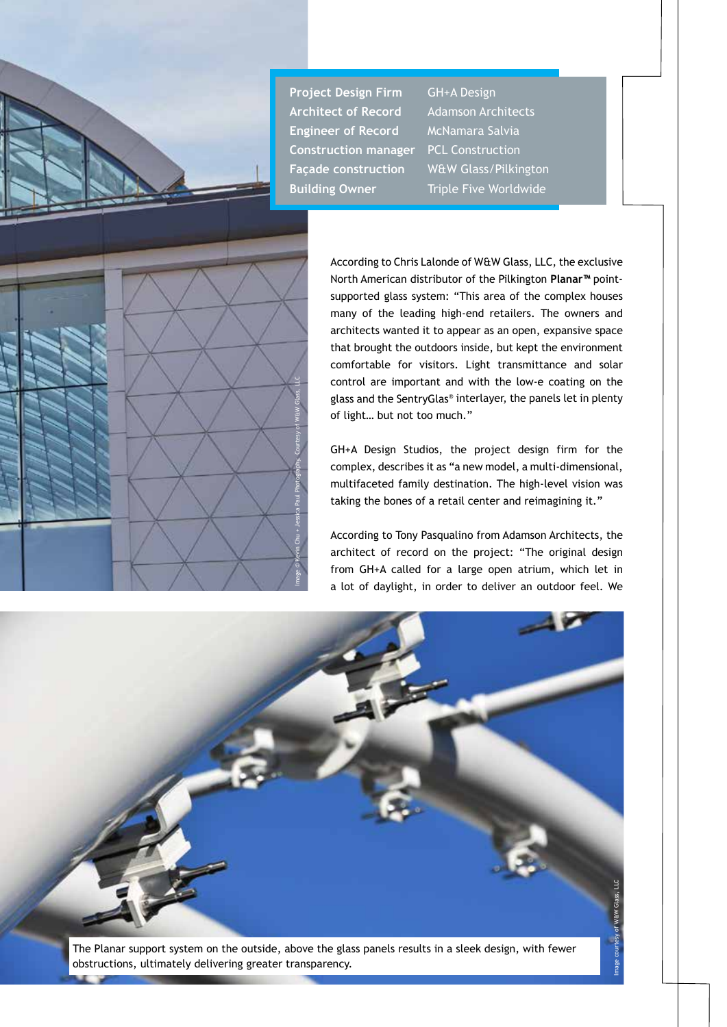| Project Design Firm | GH+A Design |
|---|---|
| Architect of Record | Adamson Architects |
| Engineer of Record | McNamara Salvia |
| Construction manager | PCL Construction |
| Façade construction | W&W Glass/Pilkington |
| Building Owner | Triple Five Worldwide |

Image © Kevin Chu + Jessica Paul Photography. Courtesy of W&W Glass, LLC

According to Chris Lalonde of W&W Glass, LLC, the exclusive North American distributor of the Pilkington **Planar™** point-supported glass system: "This area of the complex houses many of the leading high-end retailers. The owners and architects wanted it to appear as an open, expansive space that brought the outdoors inside, but kept the environment comfortable for visitors. Light transmittance and solar control are important and with the low-e coating on the glass and the SentryGlas® interlayer, the panels let in plenty of light… but not too much."

GH+A Design Studios, the project design firm for the complex, describes it as "a new model, a multi-dimensional, multifaceted family destination. The high-level vision was taking the bones of a retail center and reimagining it."

According to Tony Pasqualino from Adamson Architects, the architect of record on the project: "The original design from GH+A called for a large open atrium, which let in a lot of daylight, in order to deliver an outdoor feel. We

The Planar support system on the outside, above the glass panels results in a sleek design, with fewer obstructions, ultimately delivering greater transparency.

Image courtesy of W&W Glass, LLC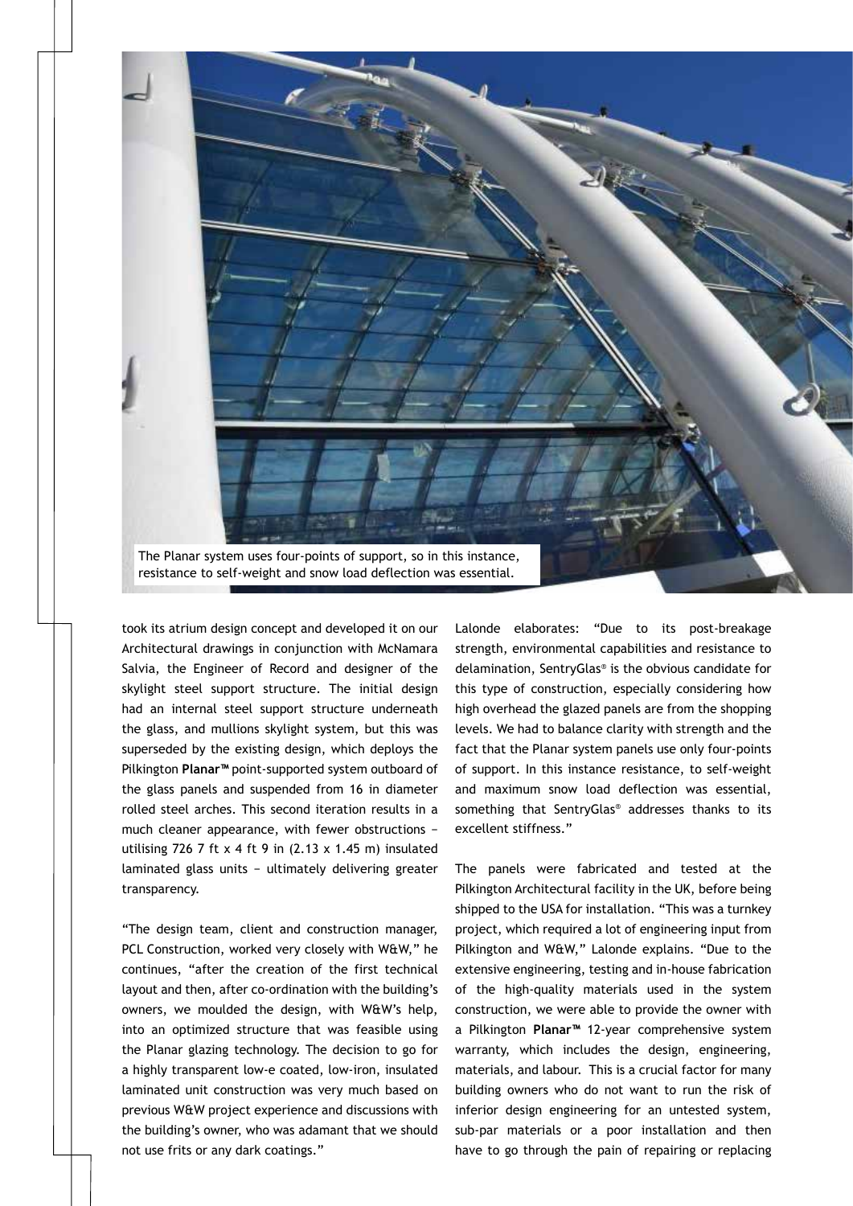The Planar system uses four-points of support, so in this instance, resistance to self-weight and snow load deflection was essential.

took its atrium design concept and developed it on our Architectural drawings in conjunction with McNamara Salvia, the Engineer of Record and designer of the skylight steel support structure. The initial design had an internal steel support structure underneath the glass, and mullions skylight system, but this was superseded by the existing design, which deploys the Pilkington **Planar™** point-supported system outboard of the glass panels and suspended from 16 in diameter rolled steel arches. This second iteration results in a much cleaner appearance, with fewer obstructions – utilising 726 7 ft x 4 ft 9 in (2.13 x 1.45 m) insulated laminated glass units – ultimately delivering greater transparency.

"The design team, client and construction manager, PCL Construction, worked very closely with W&W," he continues, "after the creation of the first technical layout and then, after co-ordination with the building's owners, we moulded the design, with W&W's help, into an optimized structure that was feasible using the Planar glazing technology. The decision to go for a highly transparent low-e coated, low-iron, insulated laminated unit construction was very much based on previous W&W project experience and discussions with the building's owner, who was adamant that we should not use frits or any dark coatings."

Lalonde elaborates: "Due to its post-breakage strength, environmental capabilities and resistance to delamination, SentryGlas® is the obvious candidate for this type of construction, especially considering how high overhead the glazed panels are from the shopping levels. We had to balance clarity with strength and the fact that the Planar system panels use only four-points of support. In this instance resistance, to self-weight and maximum snow load deflection was essential, something that SentryGlas® addresses thanks to its excellent stiffness."

The panels were fabricated and tested at the Pilkington Architectural facility in the UK, before being shipped to the USA for installation. "This was a turnkey project, which required a lot of engineering input from Pilkington and W&W," Lalonde explains. "Due to the extensive engineering, testing and in-house fabrication of the high-quality materials used in the system construction, we were able to provide the owner with a Pilkington **Planar™** 12-year comprehensive system warranty, which includes the design, engineering, materials, and labour. This is a crucial factor for many building owners who do not want to run the risk of inferior design engineering for an untested system, sub-par materials or a poor installation and then have to go through the pain of repairing or replacing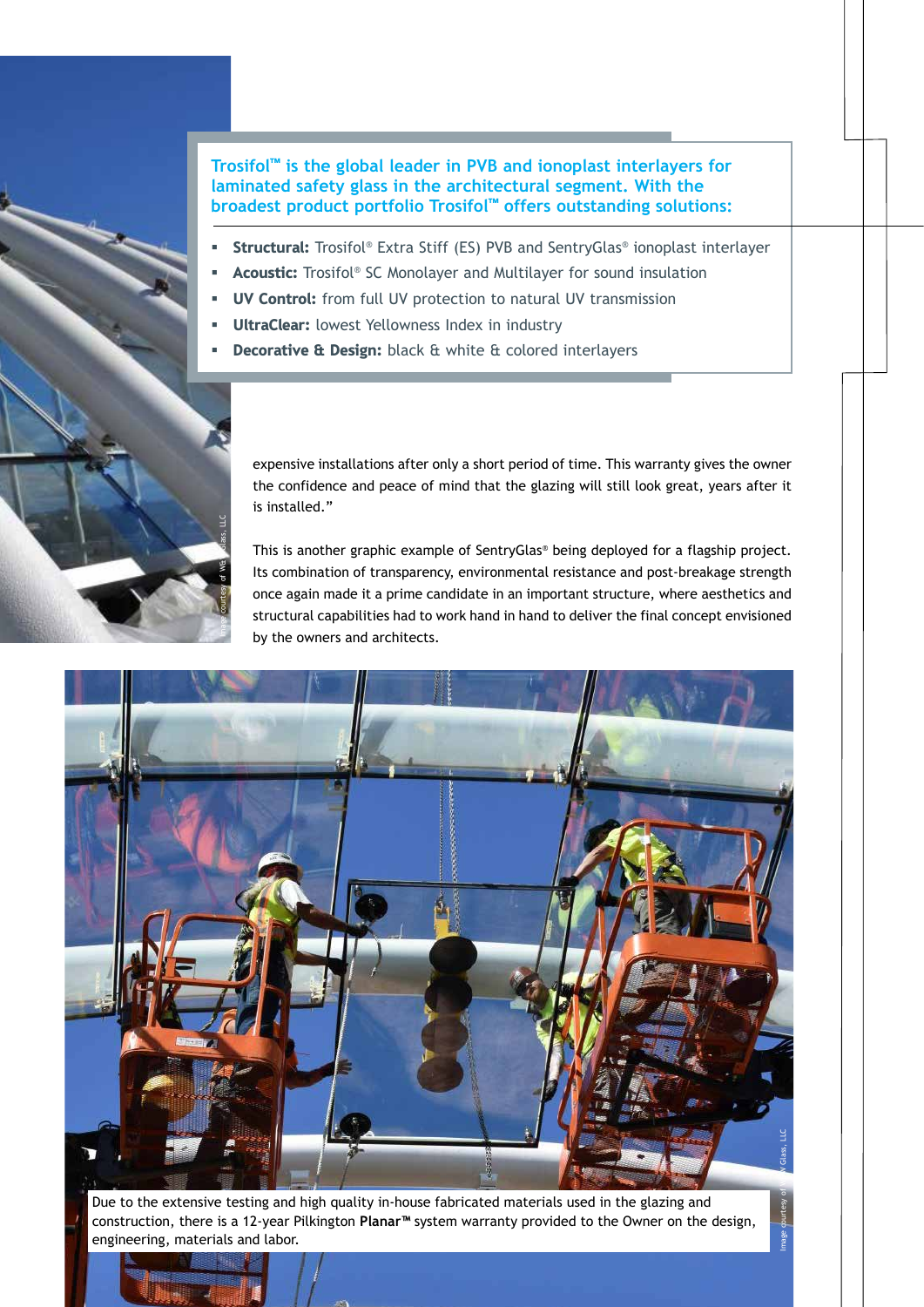**Trosifol™ is the global leader in PVB and ionoplast interlayers for laminated safety glass in the architectural segment. With the broadest product portfolio Trosifol™ offers outstanding solutions:**

- **Structural:** Trosifol® Extra Stiff (ES) PVB and SentryGlas® ionoplast interlayer
- **Acoustic:** Trosifol® SC Monolayer and Multilayer for sound insulation
- **UV Control:** from full UV protection to natural UV transmission
- **UltraClear:** lowest Yellowness Index in industry
- **Decorative & Design:** black & white & colored interlayers

expensive installations after only a short period of time. This warranty gives the owner the confidence and peace of mind that the glazing will still look great, years after it is installed."

This is another graphic example of SentryGlas® being deployed for a flagship project. Its combination of transparency, environmental resistance and post-breakage strength once again made it a prime candidate in an important structure, where aesthetics and structural capabilities had to work hand in hand to deliver the final concept envisioned by the owners and architects.

Due to the extensive testing and high quality in-house fabricated materials used in the glazing and construction, there is a 12-year Pilkington **Planar™** system warranty provided to the Owner on the design, engineering, materials and labor.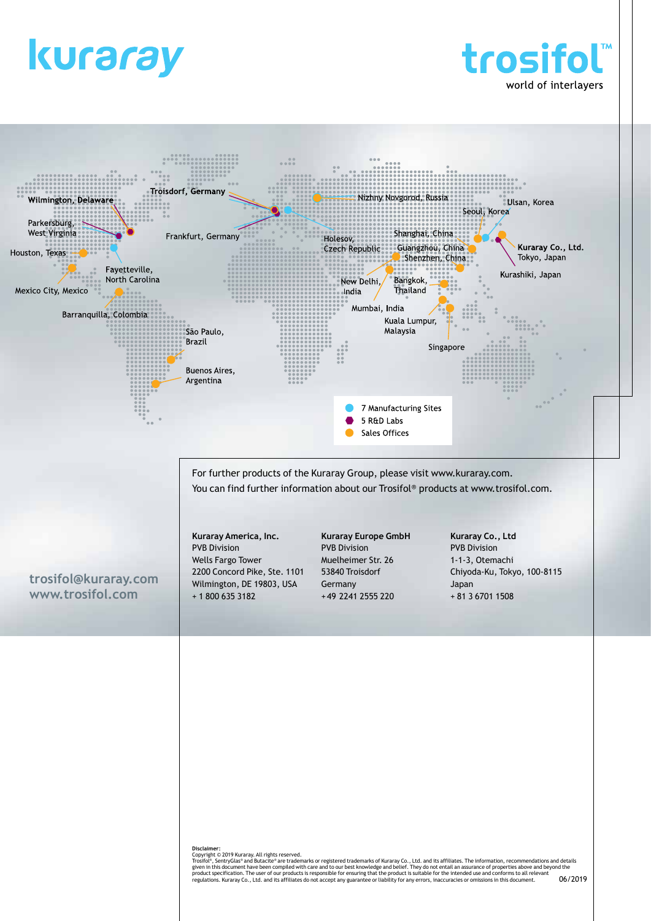kuraray

trosifol™
world of interlayers

Wilmington, Delaware
Parkersburg, West Virginia
Houston, Texas
Mexico City, Mexico
Fayetteville, North Carolina
Barranquilla, Colombia
São Paulo, Brazil
Buenos Aires, Argentina
Troisdorf, Germany
Frankfurt, Germany
Nizhny Novgorod, Russia
Holesov, Czech Republic
New Delhi, India
Mumbai, India
Bangkok, Thailand
Kuala Lumpur, Malaysia
Singapore
Shanghai, China
Guangzhou, China
Shenzhen, China
Seoul, Korea
Ulsan, Korea
Kuraray Co., Ltd. Tokyo, Japan
Kurashiki, Japan

7 Manufacturing Sites
5 R&D Labs
Sales Offices

For further products of the Kuraray Group, please visit www.kuraray.com.
You can find further information about our Trosifol® products at www.trosifol.com.

**Kuraray America, Inc.**
PVB Division
Wells Fargo Tower
2200 Concord Pike, Ste. 1101
Wilmington, DE 19803, USA
+ 1 800 635 3182

**Kuraray Europe GmbH**
PVB Division
Muelheimer Str. 26
53840 Troisdorf
Germany
+49 2241 2555 220

**Kuraray Co., Ltd**
PVB Division
1-1-3, Otemachi
Chiyoda-Ku, Tokyo, 100-8115
Japan
+ 81 3 6701 1508

**trosifol@kuraray.com**
**www.trosifol.com**

**Disclaimer:**
Copyright © 2019 Kuraray. All rights reserved.
Trosifol®, SentryGlas® and Butacite® are trademarks or registered trademarks of Kuraray Co., Ltd. and its affiliates. The information, recommendations and details given in this document have been compiled with care and to our best knowledge and belief. They do not entail an assurance of properties above and beyond the product specification. The user of our products is responsible for ensuring that the product is suitable for the intended use and conforms to all relevant regulations. Kuraray Co., Ltd. and its affiliates do not accept any guarantee or liability for any errors, inaccuracies or omissions in this document.

06/2019